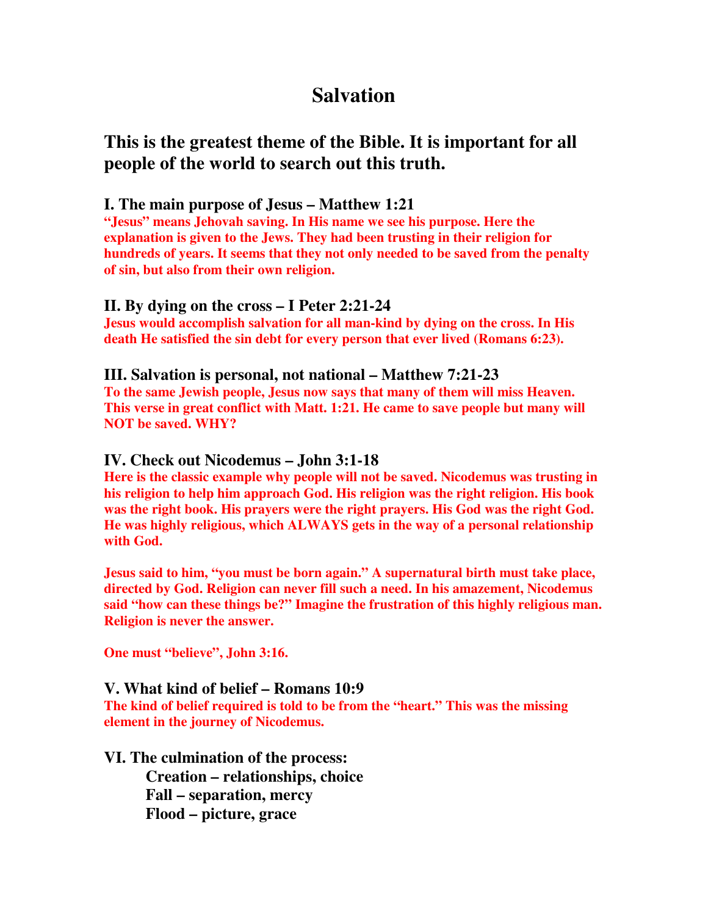# Salvation

## This is the greatest theme of the Bible. It is important for all people of the world to search out this truth.

### I. The main purpose of Jesus – Matthew 1:21

**"Jesus" means Jehovah saving. In His name we see his purpose. Here the explanation is given to the Jews. They had been trusting in their religion for hundreds of years. It seems that they not only needed to be saved from the penalty of sin, but also from their own religion.**

### II. By dying on the cross – I Peter 2:21-24

**Jesus would accomplish salvation for all man-kind by dying on the cross. In His death He satisfied the sin debt for every person that ever lived (Romans 6:23).**

### III. Salvation is personal, not national – Matthew 7:21-23

**To the same Jewish people, Jesus now says that many of them will miss Heaven. This verse in great conflict with Matt. 1:21. He came to save people but many will NOT be saved. WHY?**

### IV. Check out Nicodemus – John 3:1-18

**Here is the classic example why people will not be saved. Nicodemus was trusting in his religion to help him approach God. His religion was the right religion. His book was the right book. His prayers were the right prayers. His God was the right God. He was highly religious, which ALWAYS gets in the way of a personal relationship with God.**

**Jesus said to him, "you must be born again." A supernatural birth must take place, directed by God. Religion can never fill such a need. In his amazement, Nicodemus said "how can these things be?" Imagine the frustration of this highly religious man. Religion is never the answer.**

**One must "believe", John 3:16.**

### V. What kind of belief – Romans 10:9

**The kind of belief required is told to be from the "heart." This was the missing element in the journey of Nicodemus.**

### VI. The culmination of the process:

- **Creation – relationships, choice**
- **Fall – separation, mercy**
- **Flood – picture, grace**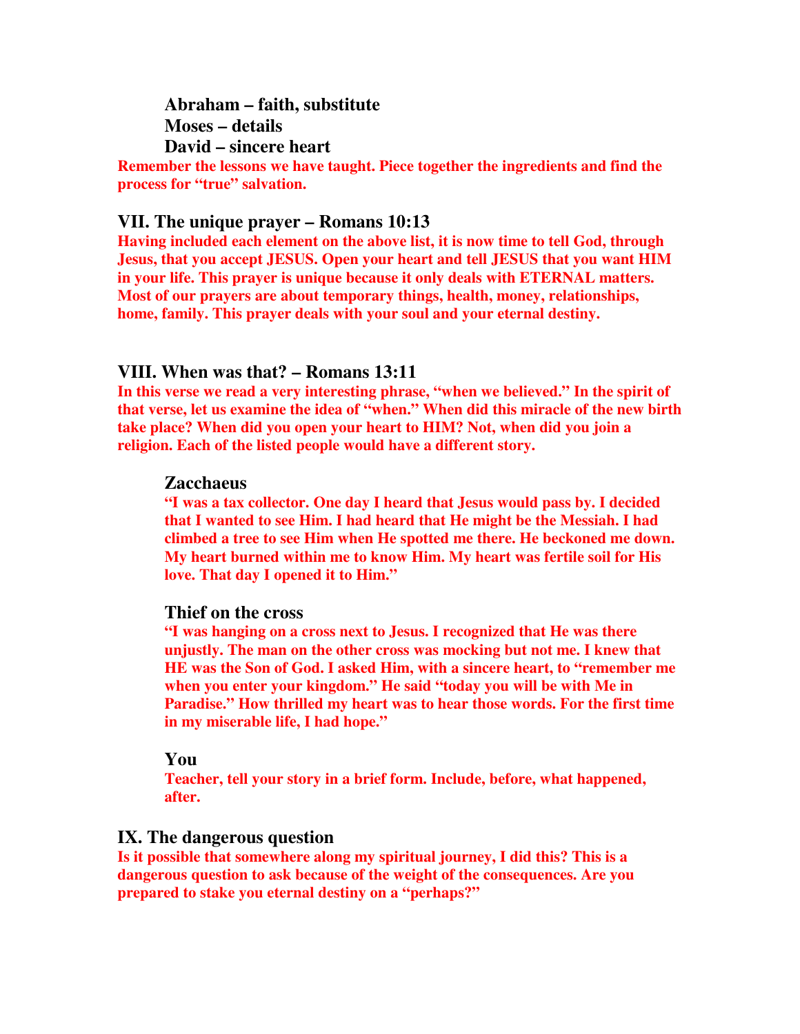**Abraham – faith, substitute**
**Moses – details**
**David – sincere heart**

**Remember the lessons we have taught. Piece together the ingredients and find the process for "true" salvation.**

## VII. The unique prayer – Romans 10:13

**Having included each element on the above list, it is now time to tell God, through Jesus, that you accept JESUS. Open your heart and tell JESUS that you want HIM in your life. This prayer is unique because it only deals with ETERNAL matters. Most of our prayers are about temporary things, health, money, relationships, home, family. This prayer deals with your soul and your eternal destiny.**

## VIII. When was that? – Romans 13:11

**In this verse we read a very interesting phrase, "when we believed." In the spirit of that verse, let us examine the idea of "when." When did this miracle of the new birth take place? When did you open your heart to HIM? Not, when did you join a religion. Each of the listed people would have a different story.**

### Zacchaeus

**"I was a tax collector. One day I heard that Jesus would pass by. I decided that I wanted to see Him. I had heard that He might be the Messiah. I had climbed a tree to see Him when He spotted me there. He beckoned me down. My heart burned within me to know Him. My heart was fertile soil for His love. That day I opened it to Him."**

### Thief on the cross

**"I was hanging on a cross next to Jesus. I recognized that He was there unjustly. The man on the other cross was mocking but not me. I knew that HE was the Son of God. I asked Him, with a sincere heart, to "remember me when you enter your kingdom." He said "today you will be with Me in Paradise." How thrilled my heart was to hear those words. For the first time in my miserable life, I had hope."**

### You

**Teacher, tell your story in a brief form. Include, before, what happened, after.**

## IX. The dangerous question

**Is it possible that somewhere along my spiritual journey, I did this? This is a dangerous question to ask because of the weight of the consequences. Are you prepared to stake you eternal destiny on a "perhaps?"**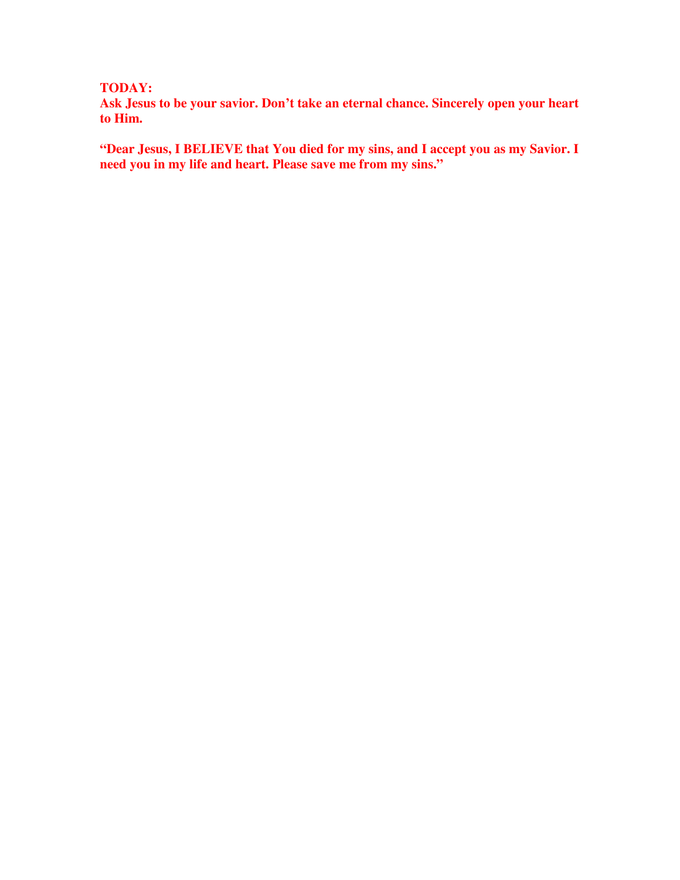**TODAY:**
**Ask Jesus to be your savior. Don't take an eternal chance. Sincerely open your heart to Him.**

**"Dear Jesus, I BELIEVE that You died for my sins, and I accept you as my Savior. I need you in my life and heart. Please save me from my sins."**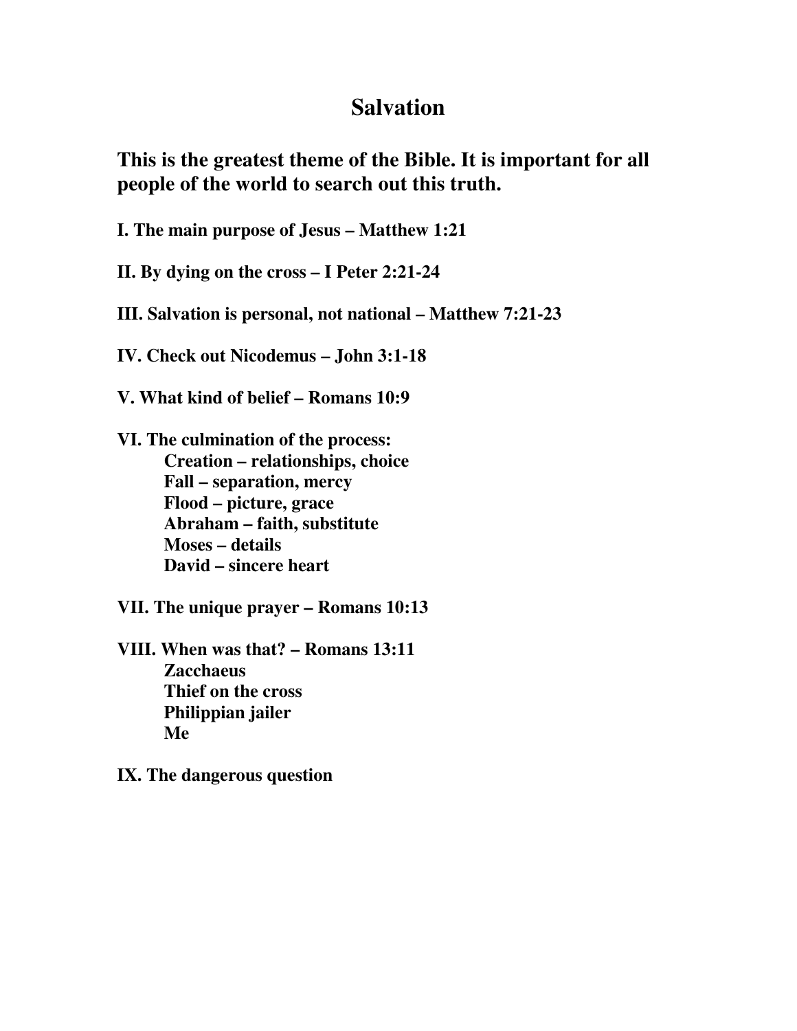# Salvation

**This is the greatest theme of the Bible. It is important for all people of the world to search out this truth.**

**I. The main purpose of Jesus – Matthew 1:21**

**II. By dying on the cross – I Peter 2:21-24**

**III. Salvation is personal, not national – Matthew 7:21-23**

**IV. Check out Nicodemus – John 3:1-18**

**V. What kind of belief – Romans 10:9**

**VI. The culmination of the process:**

- **Creation – relationships, choice**
- **Fall – separation, mercy**
- **Flood – picture, grace**
- **Abraham – faith, substitute**
- **Moses – details**
- **David – sincere heart**

**VII. The unique prayer – Romans 10:13**

**VIII. When was that? – Romans 13:11**

- **Zacchaeus**
- **Thief on the cross**
- **Philippian jailer**
- **Me**

**IX. The dangerous question**